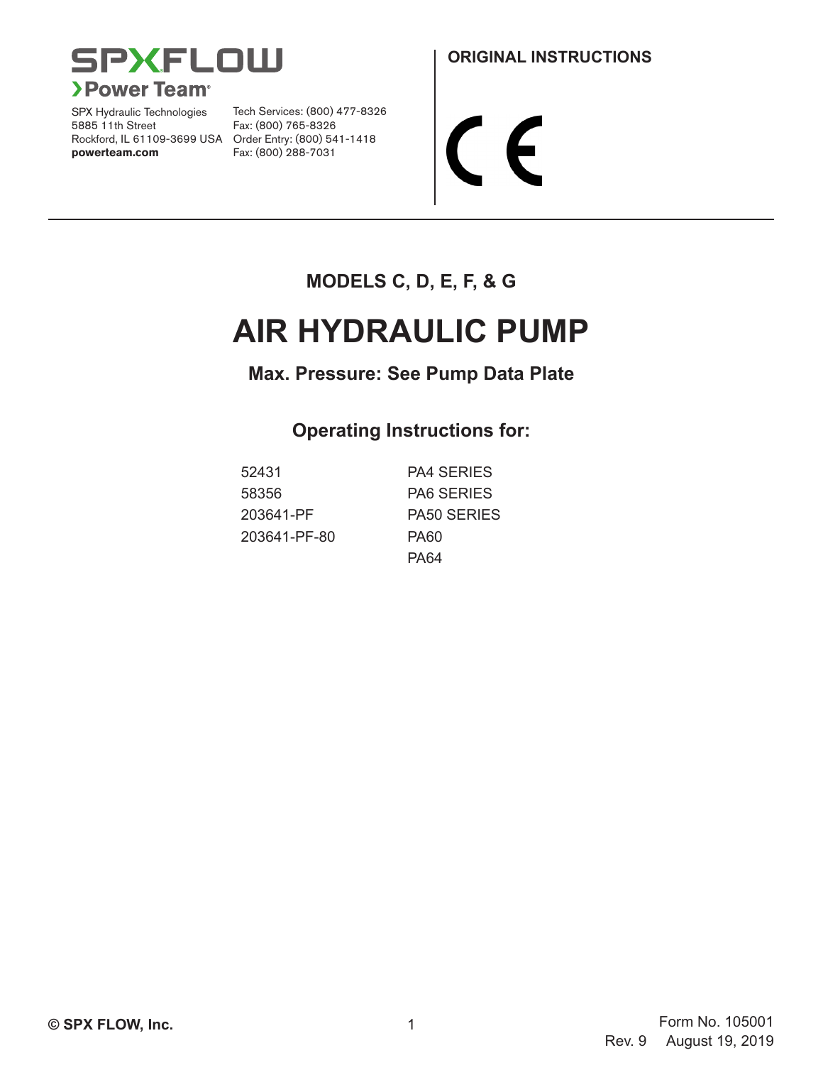**SPXFLOW**
**Power Team**

SPX Hydraulic Technologies
5885 11th Street
Rockford, IL 61109-3699 USA
**powerteam.com**

Tech Services: (800) 477-8326
Fax: (800) 765-8326
Order Entry: (800) 541-1418
Fax: (800) 288-7031

**ORIGINAL INSTRUCTIONS**

CE

---

### MODELS C, D, E, F, & G

# AIR HYDRAULIC PUMP

### Max. Pressure: See Pump Data Plate

## Operating Instructions for:

| | |
|---|---|
| 52431 | PA4 SERIES |
| 58356 | PA6 SERIES |
| 203641-PF | PA50 SERIES |
| 203641-PF-80 | PA60 |
| | PA64 |

**© SPX FLOW, Inc.**

Form No. 105001
Rev. 9 August 19, 2019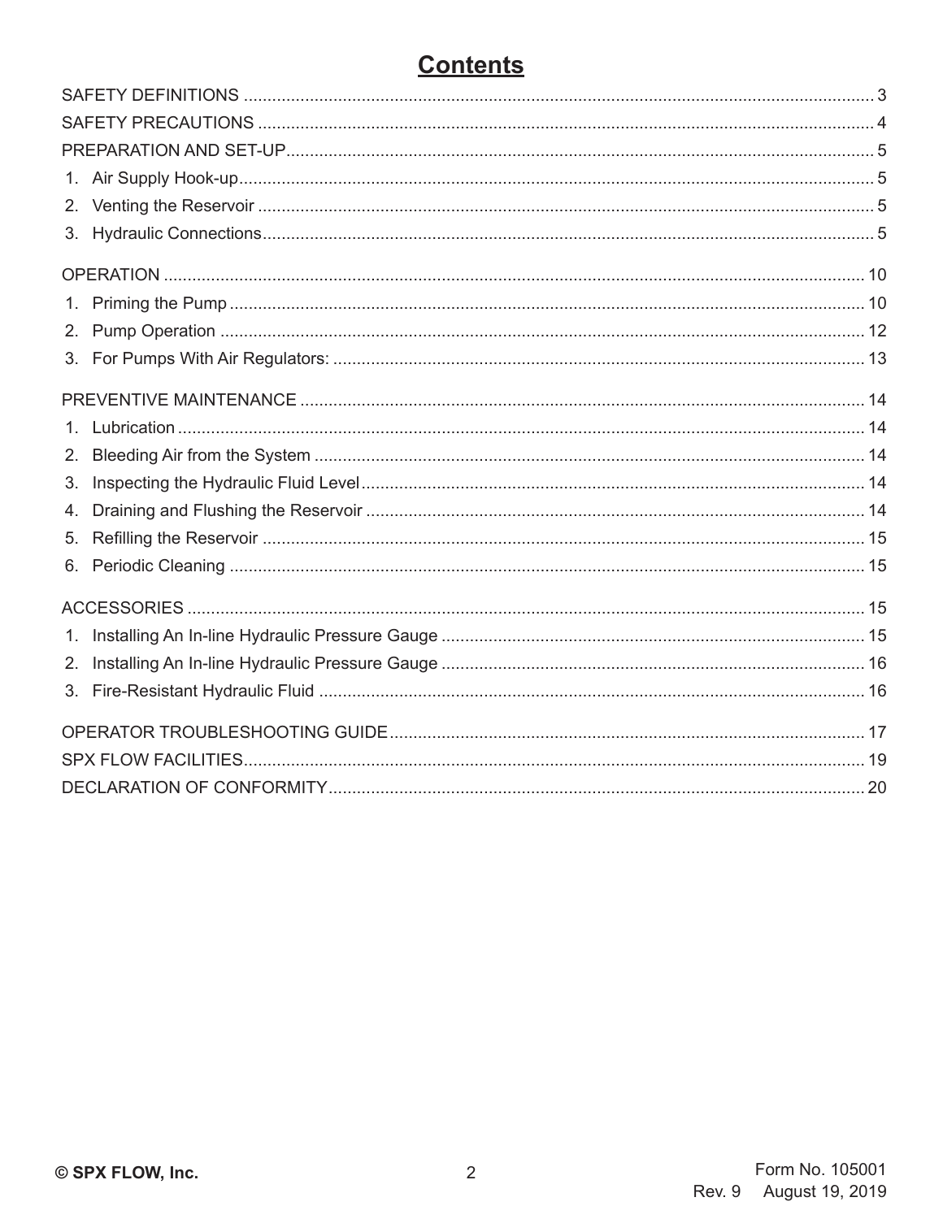# Contents

SAFETY DEFINITIONS ..... 3

SAFETY PRECAUTIONS ..... 4

PREPARATION AND SET-UP ..... 5

1. Air Supply Hook-up ..... 5
2. Venting the Reservoir ..... 5
3. Hydraulic Connections ..... 5

OPERATION ..... 10

1. Priming the Pump ..... 10
2. Pump Operation ..... 12
3. For Pumps With Air Regulators: ..... 13

PREVENTIVE MAINTENANCE ..... 14

1. Lubrication ..... 14
2. Bleeding Air from the System ..... 14
3. Inspecting the Hydraulic Fluid Level ..... 14
4. Draining and Flushing the Reservoir ..... 14
5. Refilling the Reservoir ..... 15
6. Periodic Cleaning ..... 15

ACCESSORIES ..... 15

1. Installing An In-line Hydraulic Pressure Gauge ..... 15
2. Installing An In-line Hydraulic Pressure Gauge ..... 16
3. Fire-Resistant Hydraulic Fluid ..... 16

OPERATOR TROUBLESHOOTING GUIDE ..... 17

SPX FLOW FACILITIES ..... 19

DECLARATION OF CONFORMITY ..... 20

© SPX FLOW, Inc.

Form No. 105001
Rev. 9 August 19, 2019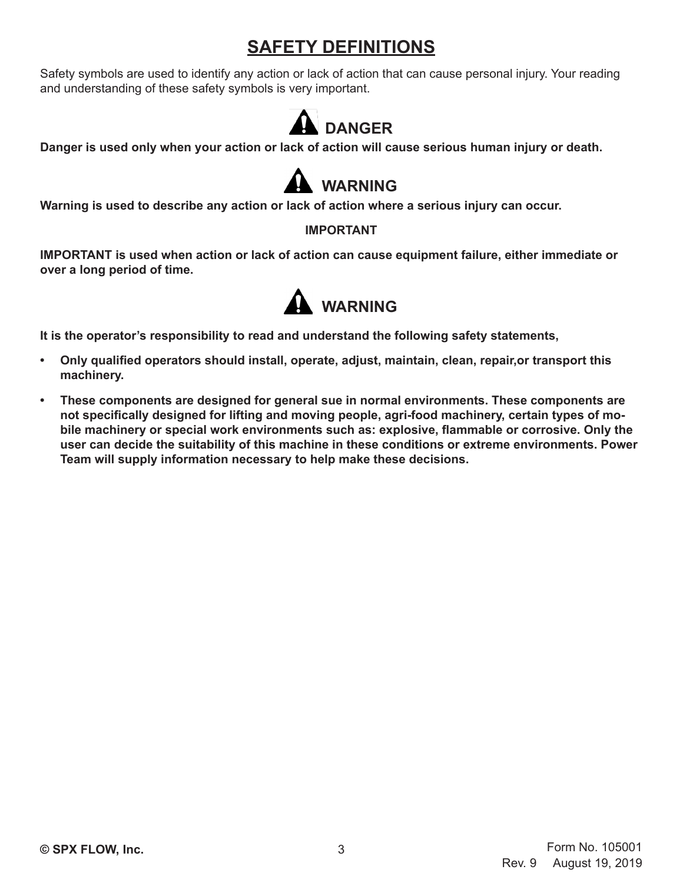# SAFETY DEFINITIONS

Safety symbols are used to identify any action or lack of action that can cause personal injury. Your reading and understanding of these safety symbols is very important.

## DANGER

**Danger is used only when your action or lack of action will cause serious human injury or death.**

## WARNING

**Warning is used to describe any action or lack of action where a serious injury can occur.**

**IMPORTANT**

**IMPORTANT is used when action or lack of action can cause equipment failure, either immediate or over a long period of time.**

## WARNING

**It is the operator's responsibility to read and understand the following safety statements,**

- **Only qualified operators should install, operate, adjust, maintain, clean, repair,or transport this machinery.**
- **These components are designed for general sue in normal environments. These components are not specifically designed for lifting and moving people, agri-food machinery, certain types of mobile machinery or special work environments such as: explosive, flammable or corrosive. Only the user can decide the suitability of this machine in these conditions or extreme environments. Power Team will supply information necessary to help make these decisions.**

© SPX FLOW, Inc.

Form No. 105001
Rev. 9 August 19, 2019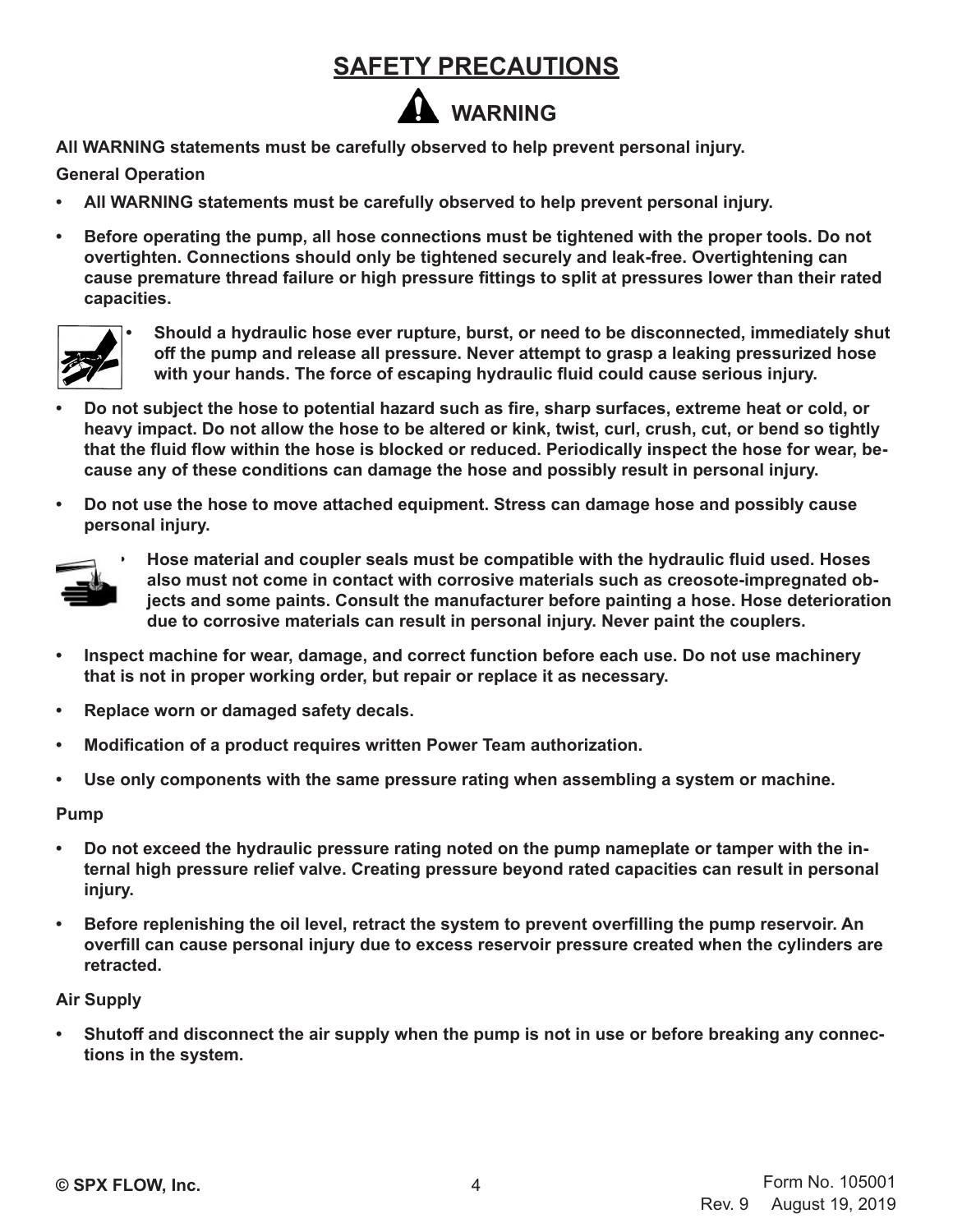# SAFETY PRECAUTIONS

## WARNING

**All WARNING statements must be carefully observed to help prevent personal injury.**

**General Operation**

- **All WARNING statements must be carefully observed to help prevent personal injury.**
- **Before operating the pump, all hose connections must be tightened with the proper tools. Do not overtighten. Connections should only be tightened securely and leak-free. Overtightening can cause premature thread failure or high pressure fittings to split at pressures lower than their rated capacities.**
- **Should a hydraulic hose ever rupture, burst, or need to be disconnected, immediately shut off the pump and release all pressure. Never attempt to grasp a leaking pressurized hose with your hands. The force of escaping hydraulic fluid could cause serious injury.**
- **Do not subject the hose to potential hazard such as fire, sharp surfaces, extreme heat or cold, or heavy impact. Do not allow the hose to be altered or kink, twist, curl, crush, cut, or bend so tightly that the fluid flow within the hose is blocked or reduced. Periodically inspect the hose for wear, because any of these conditions can damage the hose and possibly result in personal injury.**
- **Do not use the hose to move attached equipment. Stress can damage hose and possibly cause personal injury.**
- **Hose material and coupler seals must be compatible with the hydraulic fluid used. Hoses also must not come in contact with corrosive materials such as creosote-impregnated objects and some paints. Consult the manufacturer before painting a hose. Hose deterioration due to corrosive materials can result in personal injury. Never paint the couplers.**
- **Inspect machine for wear, damage, and correct function before each use. Do not use machinery that is not in proper working order, but repair or replace it as necessary.**
- **Replace worn or damaged safety decals.**
- **Modification of a product requires written Power Team authorization.**
- **Use only components with the same pressure rating when assembling a system or machine.**

**Pump**

- **Do not exceed the hydraulic pressure rating noted on the pump nameplate or tamper with the internal high pressure relief valve. Creating pressure beyond rated capacities can result in personal injury.**
- **Before replenishing the oil level, retract the system to prevent overfilling the pump reservoir. An overfill can cause personal injury due to excess reservoir pressure created when the cylinders are retracted.**

**Air Supply**

- **Shutoff and disconnect the air supply when the pump is not in use or before breaking any connections in the system.**

**© SPX FLOW, Inc.**

Form No. 105001
Rev. 9 August 19, 2019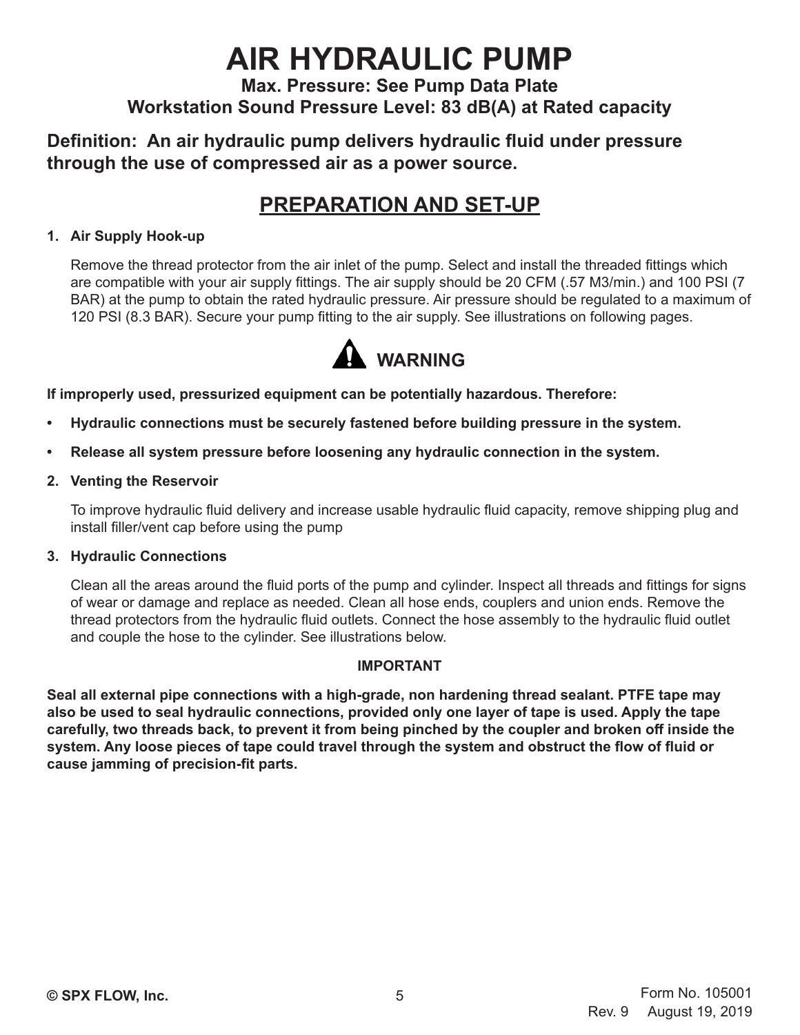# AIR HYDRAULIC PUMP

**Max. Pressure: See Pump Data Plate**
**Workstation Sound Pressure Level: 83 dB(A) at Rated capacity**

**Definition: An air hydraulic pump delivers hydraulic fluid under pressure through the use of compressed air as a power source.**

## PREPARATION AND SET-UP

**1. Air Supply Hook-up**

Remove the thread protector from the air inlet of the pump. Select and install the threaded fittings which are compatible with your air supply fittings. The air supply should be 20 CFM (.57 M3/min.) and 100 PSI (7 BAR) at the pump to obtain the rated hydraulic pressure. Air pressure should be regulated to a maximum of 120 PSI (8.3 BAR). Secure your pump fitting to the air supply. See illustrations on following pages.

### WARNING

**If improperly used, pressurized equipment can be potentially hazardous. Therefore:**

- **Hydraulic connections must be securely fastened before building pressure in the system.**
- **Release all system pressure before loosening any hydraulic connection in the system.**

**2. Venting the Reservoir**

To improve hydraulic fluid delivery and increase usable hydraulic fluid capacity, remove shipping plug and install filler/vent cap before using the pump

**3. Hydraulic Connections**

Clean all the areas around the fluid ports of the pump and cylinder. Inspect all threads and fittings for signs of wear or damage and replace as needed. Clean all hose ends, couplers and union ends. Remove the thread protectors from the hydraulic fluid outlets. Connect the hose assembly to the hydraulic fluid outlet and couple the hose to the cylinder. See illustrations below.

**IMPORTANT**

**Seal all external pipe connections with a high-grade, non hardening thread sealant. PTFE tape may also be used to seal hydraulic connections, provided only one layer of tape is used. Apply the tape carefully, two threads back, to prevent it from being pinched by the coupler and broken off inside the system. Any loose pieces of tape could travel through the system and obstruct the flow of fluid or cause jamming of precision-fit parts.**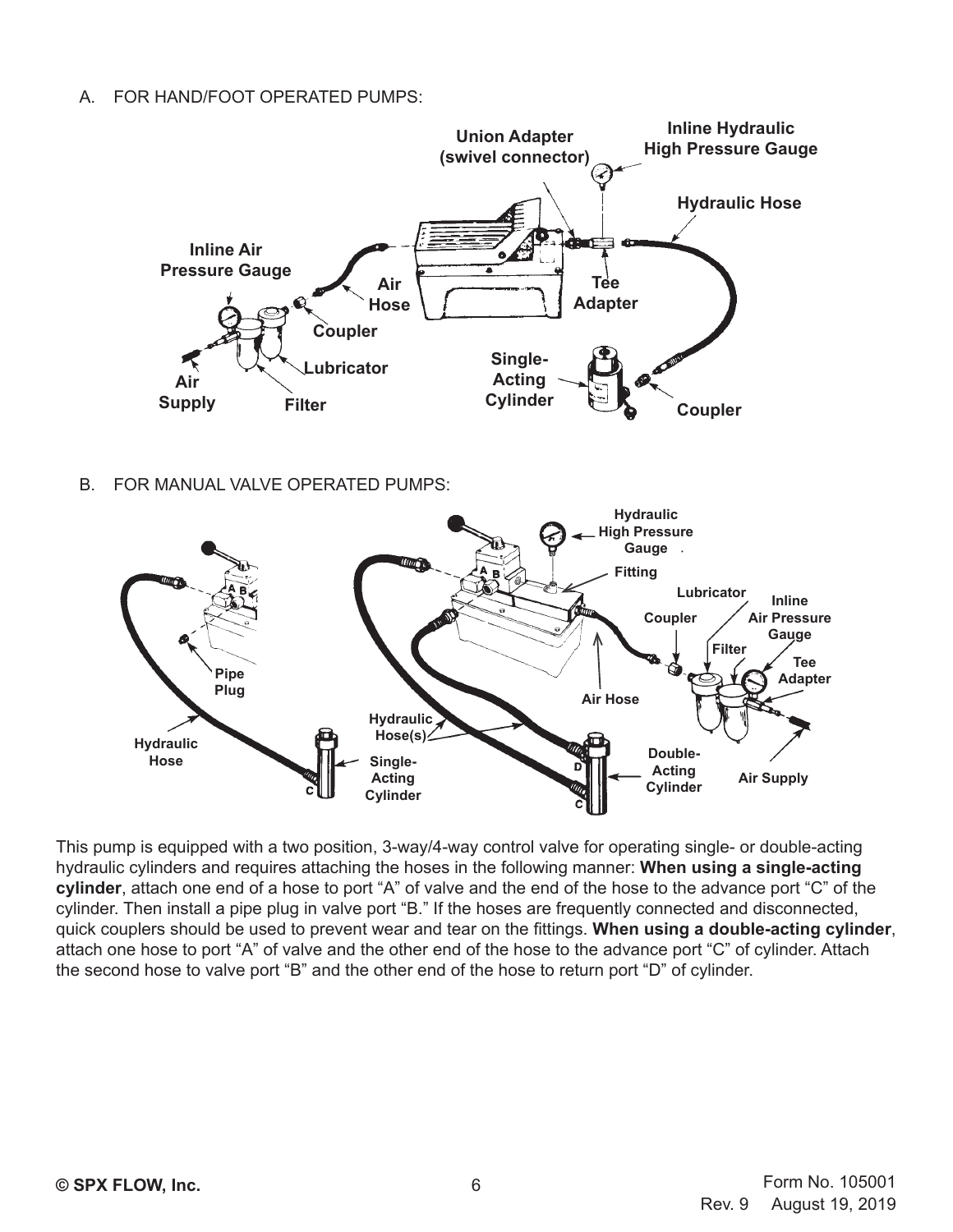A. FOR HAND/FOOT OPERATED PUMPS:

B. FOR MANUAL VALVE OPERATED PUMPS:

This pump is equipped with a two position, 3-way/4-way control valve for operating single- or double-acting hydraulic cylinders and requires attaching the hoses in the following manner: **When using a single-acting cylinder**, attach one end of a hose to port "A" of valve and the end of the hose to the advance port "C" of the cylinder. Then install a pipe plug in valve port "B." If the hoses are frequently connected and disconnected, quick couplers should be used to prevent wear and tear on the fittings. **When using a double-acting cylinder**, attach one hose to port "A" of valve and the other end of the hose to the advance port "C" of cylinder. Attach the second hose to valve port "B" and the other end of the hose to return port "D" of cylinder.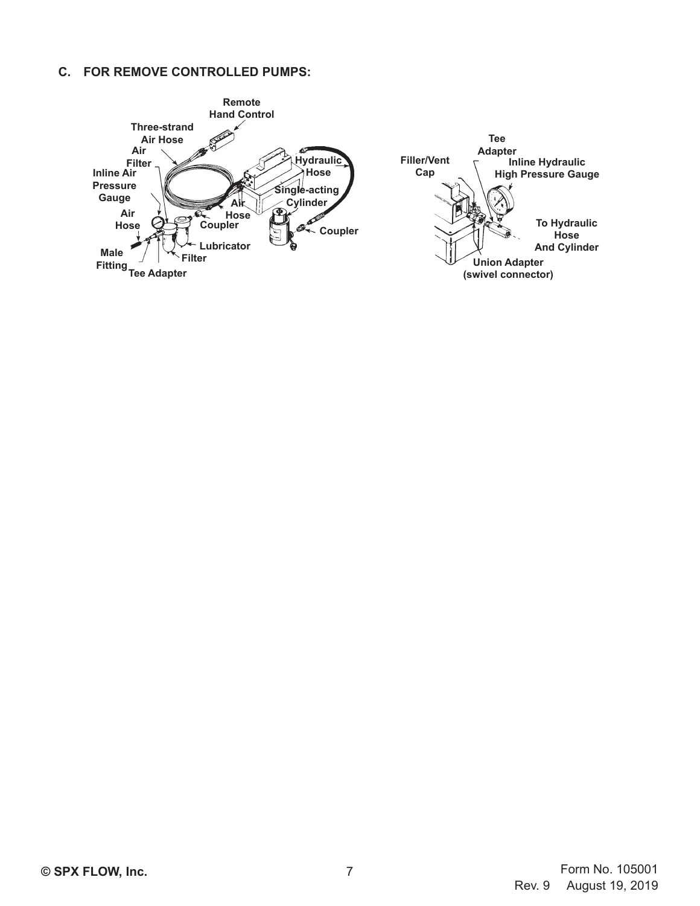## C. FOR REMOVE CONTROLLED PUMPS:

Remote Hand Control

Three-strand Air Hose

Air Filter

Inline Air Pressure Gauge

Air Hose

Male Fitting

Tee Adapter

Filter

Lubricator

Coupler

Air Hose

Hydraulic Hose

Single-acting Cylinder

Coupler

Filler/Vent Cap

Tee Adapter

Inline Hydraulic High Pressure Gauge

To Hydraulic Hose And Cylinder

Union Adapter (swivel connector)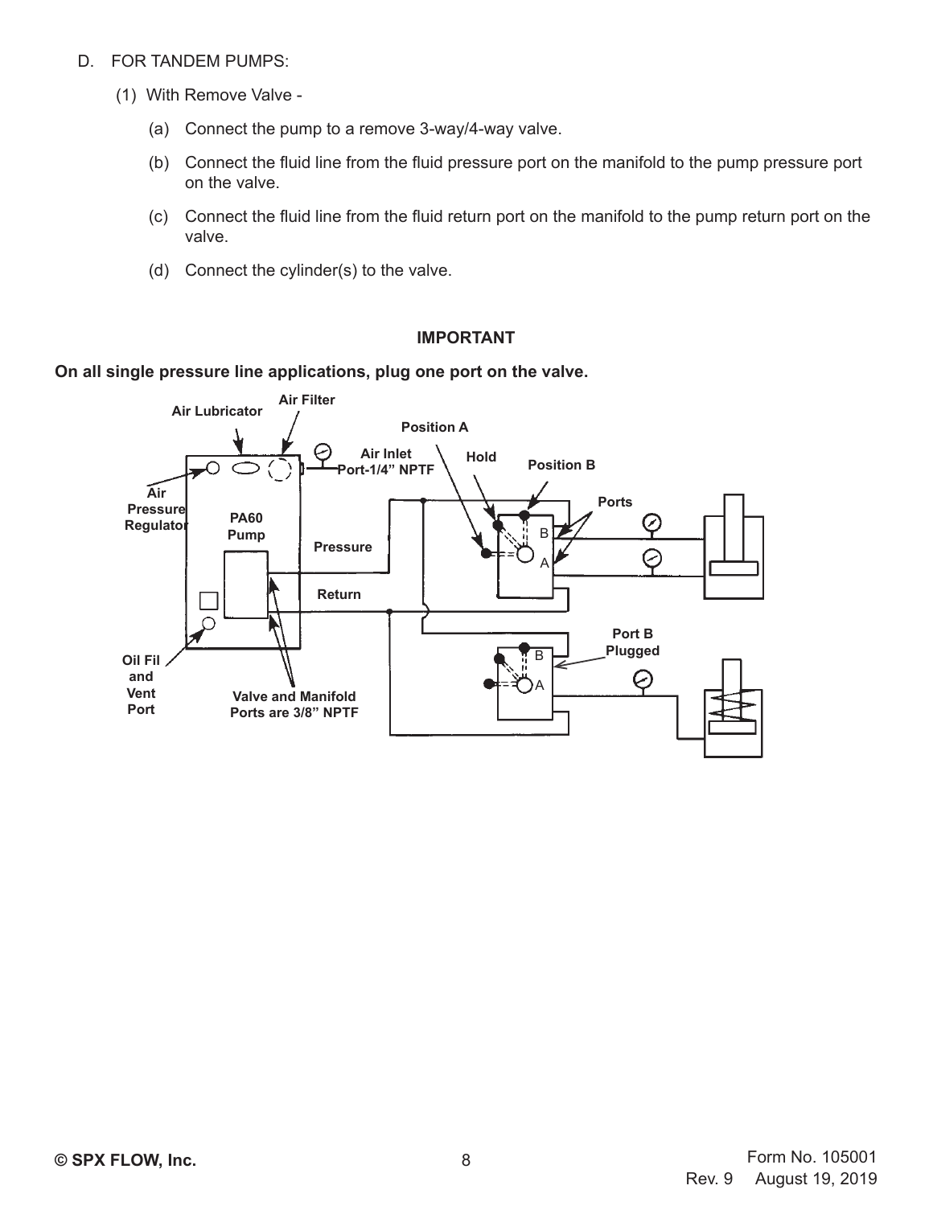D. FOR TANDEM PUMPS:

(1) With Remove Valve -

(a) Connect the pump to a remove 3-way/4-way valve.

(b) Connect the fluid line from the fluid pressure port on the manifold to the pump pressure port on the valve.

(c) Connect the fluid line from the fluid return port on the manifold to the pump return port on the valve.

(d) Connect the cylinder(s) to the valve.

**IMPORTANT**

**On all single pressure line applications, plug one port on the valve.**

**Air Lubricator** **Air Filter** **Position A** **Air Inlet Port-1/4" NPTF** **Hold** **Position B** **Ports** **Air Pressure Regulator** **PA60 Pump** **Pressure** **Return** **Port B Plugged** **Oil Fil and Vent Port** **Valve and Manifold Ports are 3/8" NPTF**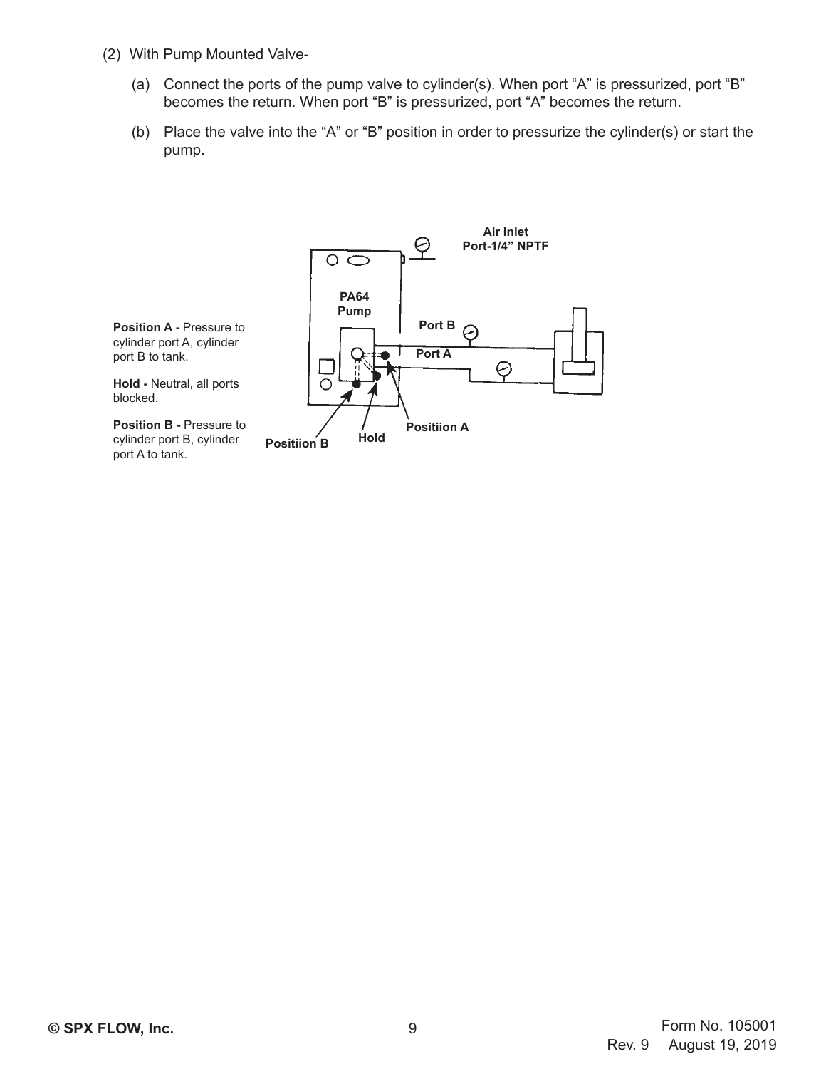(2) With Pump Mounted Valve-

   (a) Connect the ports of the pump valve to cylinder(s). When port “A” is pressurized, port “B” becomes the return. When port “B” is pressurized, port “A” becomes the return.

   (b) Place the valve into the “A” or “B” position in order to pressurize the cylinder(s) or start the pump.

**Position A -** Pressure to cylinder port A, cylinder port B to tank.

**Hold -** Neutral, all ports blocked.

**Position B -** Pressure to cylinder port B, cylinder port A to tank.

**Air Inlet Port-1/4” NPTF**

**PA64 Pump**

**Port B**

**Port A**

**Positiion B**

**Hold**

**Positiion A**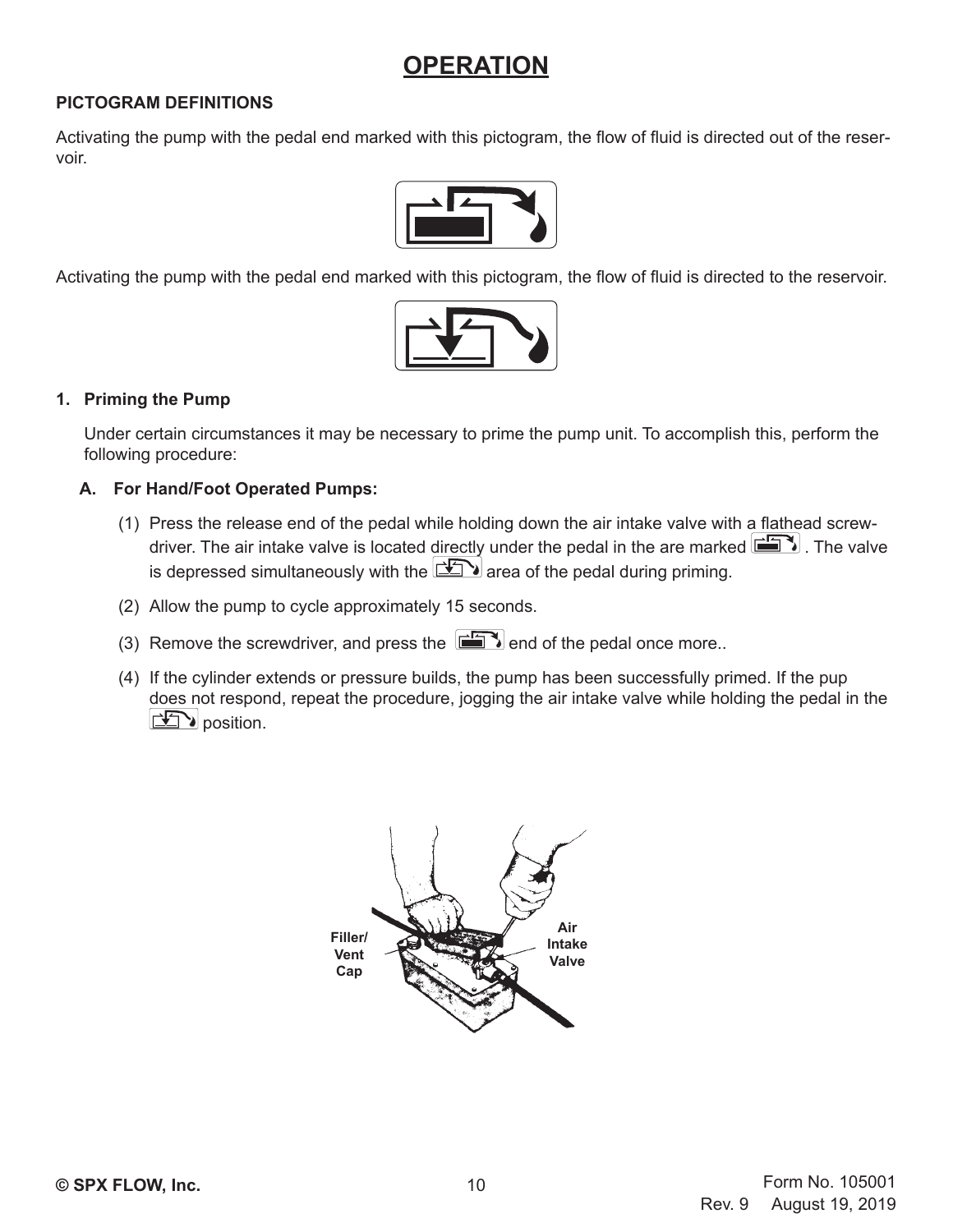# OPERATION

### PICTOGRAM DEFINITIONS

Activating the pump with the pedal end marked with this pictogram, the flow of fluid is directed out of the reservoir.

Activating the pump with the pedal end marked with this pictogram, the flow of fluid is directed to the reservoir.

### 1. Priming the Pump

Under certain circumstances it may be necessary to prime the pump unit. To accomplish this, perform the following procedure:

#### A. For Hand/Foot Operated Pumps:

(1) Press the release end of the pedal while holding down the air intake valve with a flathead screwdriver. The air intake valve is located directly under the pedal in the are marked . The valve is depressed simultaneously with the area of the pedal during priming.

(2) Allow the pump to cycle approximately 15 seconds.

(3) Remove the screwdriver, and press the end of the pedal once more..

(4) If the cylinder extends or pressure builds, the pump has been successfully primed. If the pup does not respond, repeat the procedure, jogging the air intake valve while holding the pedal in the position.

Filler/ Vent Cap

Air Intake Valve

© SPX FLOW, Inc.

Form No. 105001
Rev. 9 August 19, 2019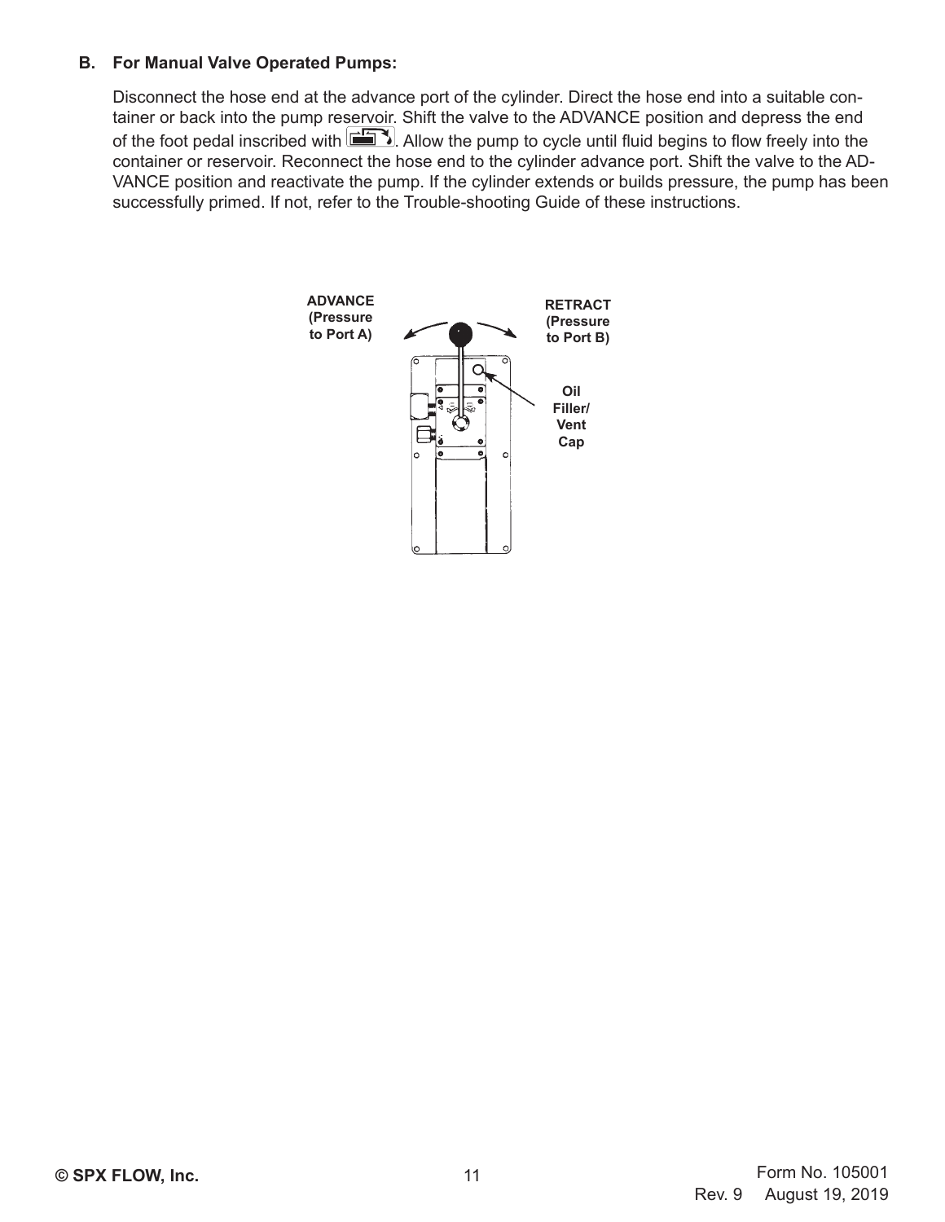### B. For Manual Valve Operated Pumps:

Disconnect the hose end at the advance port of the cylinder. Direct the hose end into a suitable container or back into the pump reservoir. Shift the valve to the ADVANCE position and depress the end of the foot pedal inscribed with . Allow the pump to cycle until fluid begins to flow freely into the container or reservoir. Reconnect the hose end to the cylinder advance port. Shift the valve to the ADVANCE position and reactivate the pump. If the cylinder extends or builds pressure, the pump has been successfully primed. If not, refer to the Trouble-shooting Guide of these instructions.

ADVANCE (Pressure to Port A)

RETRACT (Pressure to Port B)

Oil Filler/ Vent Cap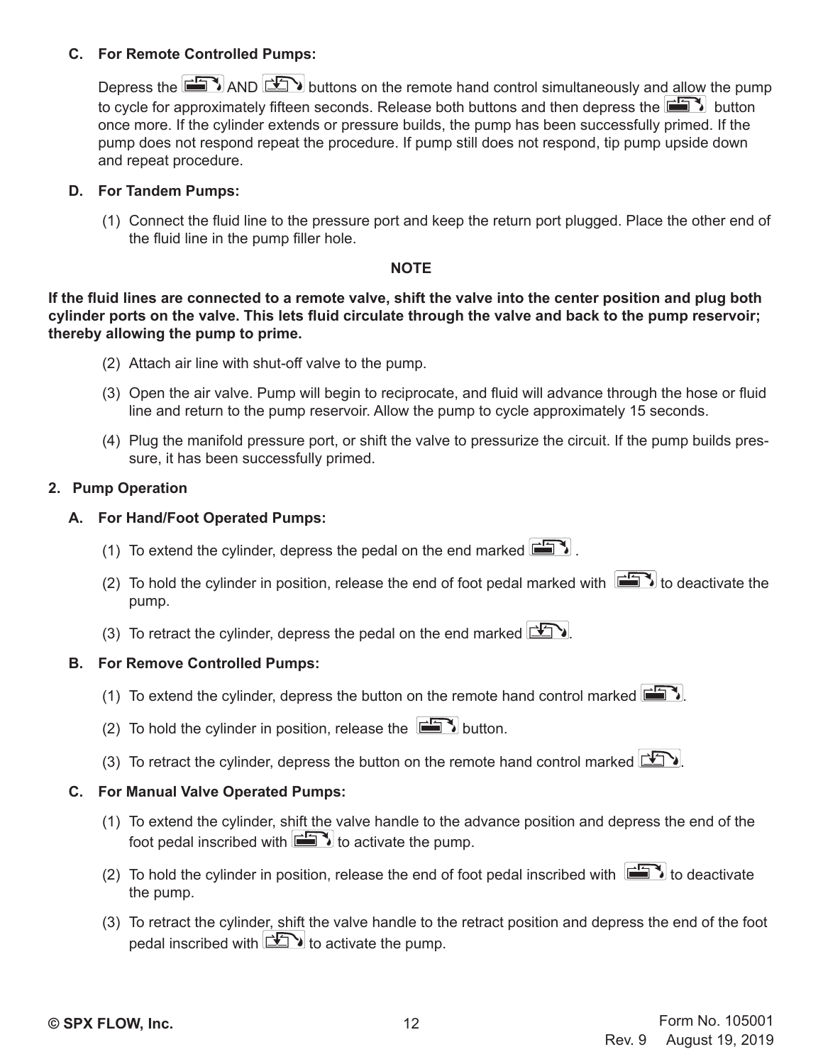### C. For Remote Controlled Pumps:

Depress the [advance] AND [retract] buttons on the remote hand control simultaneously and allow the pump to cycle for approximately fifteen seconds. Release both buttons and then depress the [advance] button once more. If the cylinder extends or pressure builds, the pump has been successfully primed. If the pump does not respond repeat the procedure. If pump still does not respond, tip pump upside down and repeat procedure.

### D. For Tandem Pumps:

(1) Connect the fluid line to the pressure port and keep the return port plugged. Place the other end of the fluid line in the pump filler hole.

**NOTE**

**If the fluid lines are connected to a remote valve, shift the valve into the center position and plug both cylinder ports on the valve. This lets fluid circulate through the valve and back to the pump reservoir; thereby allowing the pump to prime.**

(2) Attach air line with shut-off valve to the pump.

(3) Open the air valve. Pump will begin to reciprocate, and fluid will advance through the hose or fluid line and return to the pump reservoir. Allow the pump to cycle approximately 15 seconds.

(4) Plug the manifold pressure port, or shift the valve to pressurize the circuit. If the pump builds pressure, it has been successfully primed.

## 2. Pump Operation

### A. For Hand/Foot Operated Pumps:

(1) To extend the cylinder, depress the pedal on the end marked [advance].

(2) To hold the cylinder in position, release the end of foot pedal marked with [advance] to deactivate the pump.

(3) To retract the cylinder, depress the pedal on the end marked [retract].

### B. For Remove Controlled Pumps:

(1) To extend the cylinder, depress the button on the remote hand control marked [advance].

(2) To hold the cylinder in position, release the [advance] button.

(3) To retract the cylinder, depress the button on the remote hand control marked [retract].

### C. For Manual Valve Operated Pumps:

(1) To extend the cylinder, shift the valve handle to the advance position and depress the end of the foot pedal inscribed with [advance] to activate the pump.

(2) To hold the cylinder in position, release the end of foot pedal inscribed with [advance] to deactivate the pump.

(3) To retract the cylinder, shift the valve handle to the retract position and depress the end of the foot pedal inscribed with [retract] to activate the pump.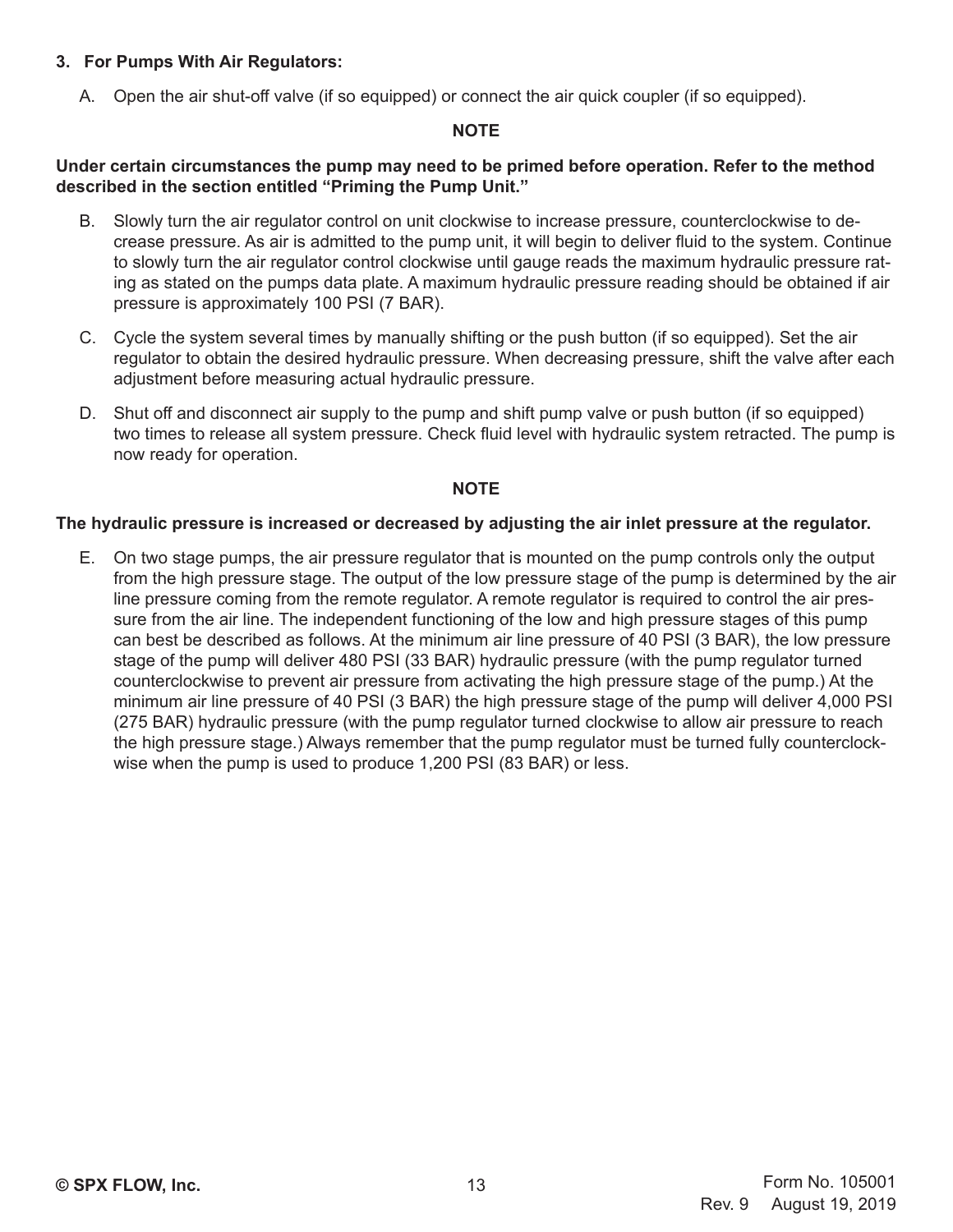**3. For Pumps With Air Regulators:**

A. Open the air shut-off valve (if so equipped) or connect the air quick coupler (if so equipped).

**NOTE**

**Under certain circumstances the pump may need to be primed before operation. Refer to the method described in the section entitled "Priming the Pump Unit."**

B. Slowly turn the air regulator control on unit clockwise to increase pressure, counterclockwise to decrease pressure. As air is admitted to the pump unit, it will begin to deliver fluid to the system. Continue to slowly turn the air regulator control clockwise until gauge reads the maximum hydraulic pressure rating as stated on the pumps data plate. A maximum hydraulic pressure reading should be obtained if air pressure is approximately 100 PSI (7 BAR).

C. Cycle the system several times by manually shifting or the push button (if so equipped). Set the air regulator to obtain the desired hydraulic pressure. When decreasing pressure, shift the valve after each adjustment before measuring actual hydraulic pressure.

D. Shut off and disconnect air supply to the pump and shift pump valve or push button (if so equipped) two times to release all system pressure. Check fluid level with hydraulic system retracted. The pump is now ready for operation.

**NOTE**

**The hydraulic pressure is increased or decreased by adjusting the air inlet pressure at the regulator.**

E. On two stage pumps, the air pressure regulator that is mounted on the pump controls only the output from the high pressure stage. The output of the low pressure stage of the pump is determined by the air line pressure coming from the remote regulator. A remote regulator is required to control the air pressure from the air line. The independent functioning of the low and high pressure stages of this pump can best be described as follows. At the minimum air line pressure of 40 PSI (3 BAR), the low pressure stage of the pump will deliver 480 PSI (33 BAR) hydraulic pressure (with the pump regulator turned counterclockwise to prevent air pressure from activating the high pressure stage of the pump.) At the minimum air line pressure of 40 PSI (3 BAR) the high pressure stage of the pump will deliver 4,000 PSI (275 BAR) hydraulic pressure (with the pump regulator turned clockwise to allow air pressure to reach the high pressure stage.) Always remember that the pump regulator must be turned fully counterclockwise when the pump is used to produce 1,200 PSI (83 BAR) or less.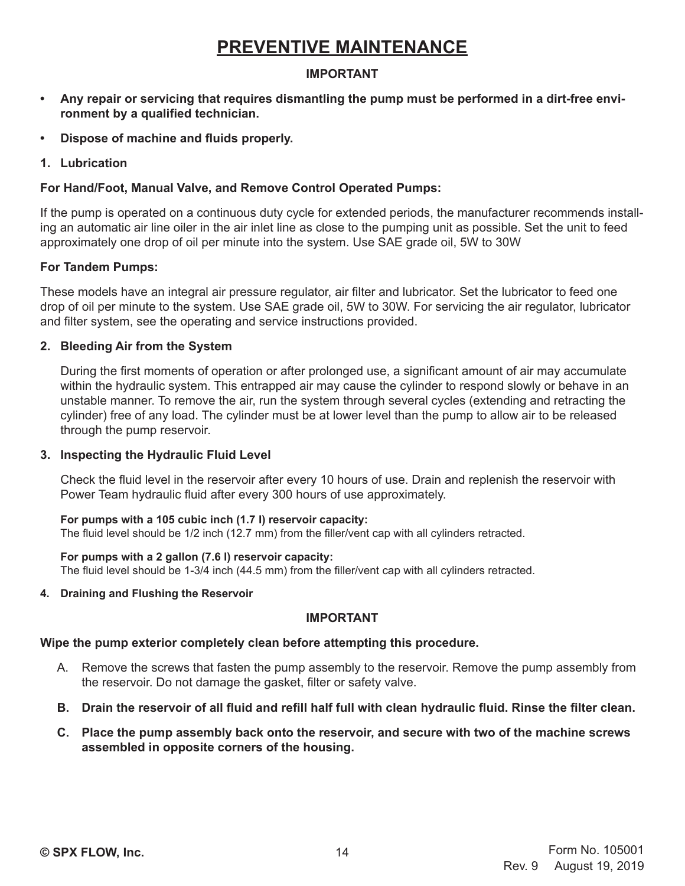# PREVENTIVE MAINTENANCE

**IMPORTANT**

- **Any repair or servicing that requires dismantling the pump must be performed in a dirt-free environment by a qualified technician.**
- **Dispose of machine and fluids properly.**

**1. Lubrication**

**For Hand/Foot, Manual Valve, and Remove Control Operated Pumps:**

If the pump is operated on a continuous duty cycle for extended periods, the manufacturer recommends installing an automatic air line oiler in the air inlet line as close to the pumping unit as possible. Set the unit to feed approximately one drop of oil per minute into the system. Use SAE grade oil, 5W to 30W

**For Tandem Pumps:**

These models have an integral air pressure regulator, air filter and lubricator. Set the lubricator to feed one drop of oil per minute to the system. Use SAE grade oil, 5W to 30W. For servicing the air regulator, lubricator and filter system, see the operating and service instructions provided.

**2. Bleeding Air from the System**

During the first moments of operation or after prolonged use, a significant amount of air may accumulate within the hydraulic system. This entrapped air may cause the cylinder to respond slowly or behave in an unstable manner. To remove the air, run the system through several cycles (extending and retracting the cylinder) free of any load. The cylinder must be at lower level than the pump to allow air to be released through the pump reservoir.

**3. Inspecting the Hydraulic Fluid Level**

Check the fluid level in the reservoir after every 10 hours of use. Drain and replenish the reservoir with Power Team hydraulic fluid after every 300 hours of use approximately.

**For pumps with a 105 cubic inch (1.7 l) reservoir capacity:**
The fluid level should be 1/2 inch (12.7 mm) from the filler/vent cap with all cylinders retracted.

**For pumps with a 2 gallon (7.6 l) reservoir capacity:**
The fluid level should be 1-3/4 inch (44.5 mm) from the filler/vent cap with all cylinders retracted.

**4. Draining and Flushing the Reservoir**

**IMPORTANT**

**Wipe the pump exterior completely clean before attempting this procedure.**

A. Remove the screws that fasten the pump assembly to the reservoir. Remove the pump assembly from the reservoir. Do not damage the gasket, filter or safety valve.

**B. Drain the reservoir of all fluid and refill half full with clean hydraulic fluid. Rinse the filter clean.**

**C. Place the pump assembly back onto the reservoir, and secure with two of the machine screws assembled in opposite corners of the housing.**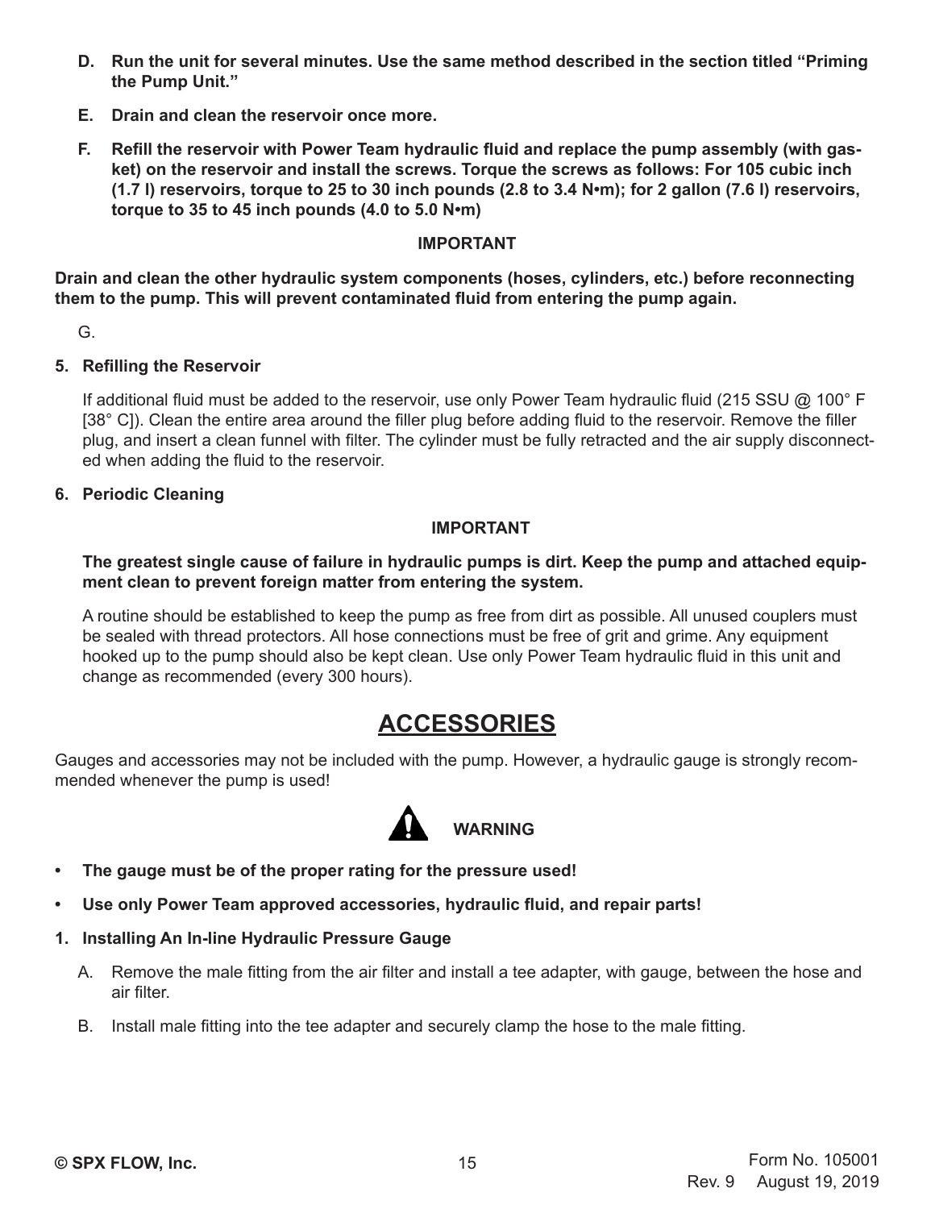**D. Run the unit for several minutes. Use the same method described in the section titled "Priming the Pump Unit."**

**E. Drain and clean the reservoir once more.**

**F. Refill the reservoir with Power Team hydraulic fluid and replace the pump assembly (with gasket) on the reservoir and install the screws. Torque the screws as follows: For 105 cubic inch (1.7 l) reservoirs, torque to 25 to 30 inch pounds (2.8 to 3.4 N•m); for 2 gallon (7.6 l) reservoirs, torque to 35 to 45 inch pounds (4.0 to 5.0 N•m)**

**IMPORTANT**

**Drain and clean the other hydraulic system components (hoses, cylinders, etc.) before reconnecting them to the pump. This will prevent contaminated fluid from entering the pump again.**

G.

**5. Refilling the Reservoir**

If additional fluid must be added to the reservoir, use only Power Team hydraulic fluid (215 SSU @ 100° F [38° C]). Clean the entire area around the filler plug before adding fluid to the reservoir. Remove the filler plug, and insert a clean funnel with filter. The cylinder must be fully retracted and the air supply disconnected when adding the fluid to the reservoir.

**6. Periodic Cleaning**

**IMPORTANT**

**The greatest single cause of failure in hydraulic pumps is dirt. Keep the pump and attached equipment clean to prevent foreign matter from entering the system.**

A routine should be established to keep the pump as free from dirt as possible. All unused couplers must be sealed with thread protectors. All hose connections must be free of grit and grime. Any equipment hooked up to the pump should also be kept clean. Use only Power Team hydraulic fluid in this unit and change as recommended (every 300 hours).

# ACCESSORIES

Gauges and accessories may not be included with the pump. However, a hydraulic gauge is strongly recommended whenever the pump is used!

**WARNING**

- **The gauge must be of the proper rating for the pressure used!**
- **Use only Power Team approved accessories, hydraulic fluid, and repair parts!**

**1. Installing An In-line Hydraulic Pressure Gauge**

A. Remove the male fitting from the air filter and install a tee adapter, with gauge, between the hose and air filter.

B. Install male fitting into the tee adapter and securely clamp the hose to the male fitting.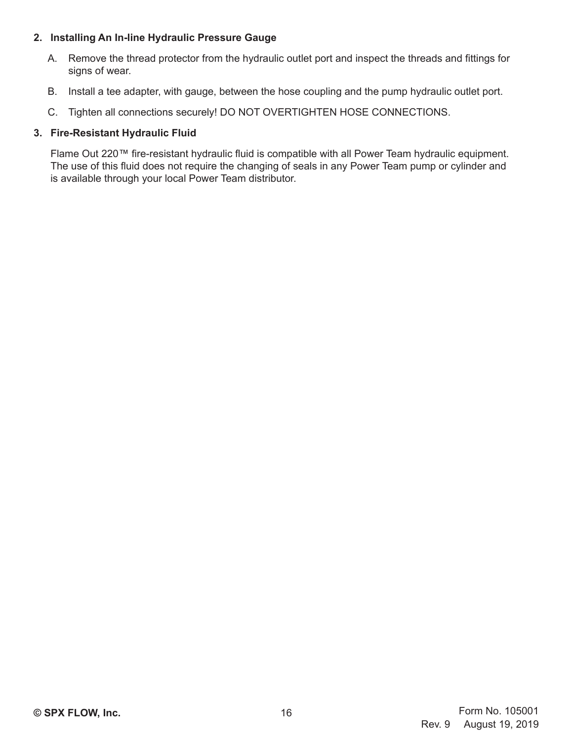**2. Installing An In-line Hydraulic Pressure Gauge**

A. Remove the thread protector from the hydraulic outlet port and inspect the threads and fittings for signs of wear.

B. Install a tee adapter, with gauge, between the hose coupling and the pump hydraulic outlet port.

C. Tighten all connections securely! DO NOT OVERTIGHTEN HOSE CONNECTIONS.

**3. Fire-Resistant Hydraulic Fluid**

Flame Out 220™ fire-resistant hydraulic fluid is compatible with all Power Team hydraulic equipment. The use of this fluid does not require the changing of seals in any Power Team pump or cylinder and is available through your local Power Team distributor.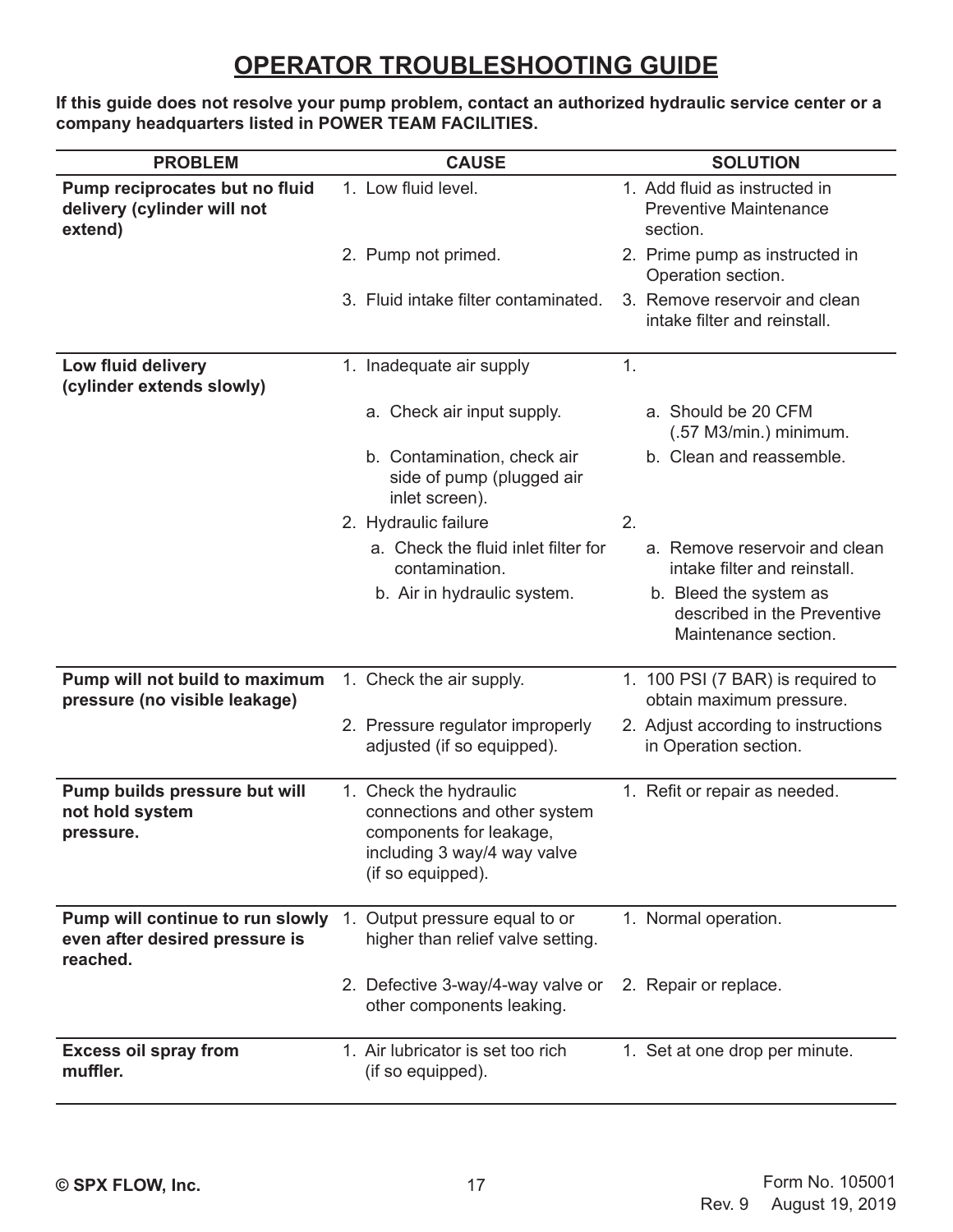# OPERATOR TROUBLESHOOTING GUIDE

**If this guide does not resolve your pump problem, contact an authorized hydraulic service center or a company headquarters listed in POWER TEAM FACILITIES.**

| PROBLEM | CAUSE | SOLUTION |
|---|---|---|
| **Pump reciprocates but no fluid delivery (cylinder will not extend)** | 1. Low fluid level. | 1. Add fluid as instructed in Preventive Maintenance section. |
| | 2. Pump not primed. | 2. Prime pump as instructed in Operation section. |
| | 3. Fluid intake filter contaminated. | 3. Remove reservoir and clean intake filter and reinstall. |
| **Low fluid delivery (cylinder extends slowly)** | 1. Inadequate air supply | 1. |
| | a. Check air input supply. | a. Should be 20 CFM (.57 M3/min.) minimum. |
| | b. Contamination, check air side of pump (plugged air inlet screen). | b. Clean and reassemble. |
| | 2. Hydraulic failure | 2. |
| | a. Check the fluid inlet filter for contamination. | a. Remove reservoir and clean intake filter and reinstall. |
| | b. Air in hydraulic system. | b. Bleed the system as described in the Preventive Maintenance section. |
| **Pump will not build to maximum pressure (no visible leakage)** | 1. Check the air supply. | 1. 100 PSI (7 BAR) is required to obtain maximum pressure. |
| | 2. Pressure regulator improperly adjusted (if so equipped). | 2. Adjust according to instructions in Operation section. |
| **Pump builds pressure but will not hold system pressure.** | 1. Check the hydraulic connections and other system components for leakage, including 3 way/4 way valve (if so equipped). | 1. Refit or repair as needed. |
| **Pump will continue to run slowly even after desired pressure is reached.** | 1. Output pressure equal to or higher than relief valve setting. | 1. Normal operation. |
| | 2. Defective 3-way/4-way valve or other components leaking. | 2. Repair or replace. |
| **Excess oil spray from muffler.** | 1. Air lubricator is set too rich (if so equipped). | 1. Set at one drop per minute. |

© SPX FLOW, Inc.

Form No. 105001
Rev. 9 August 19, 2019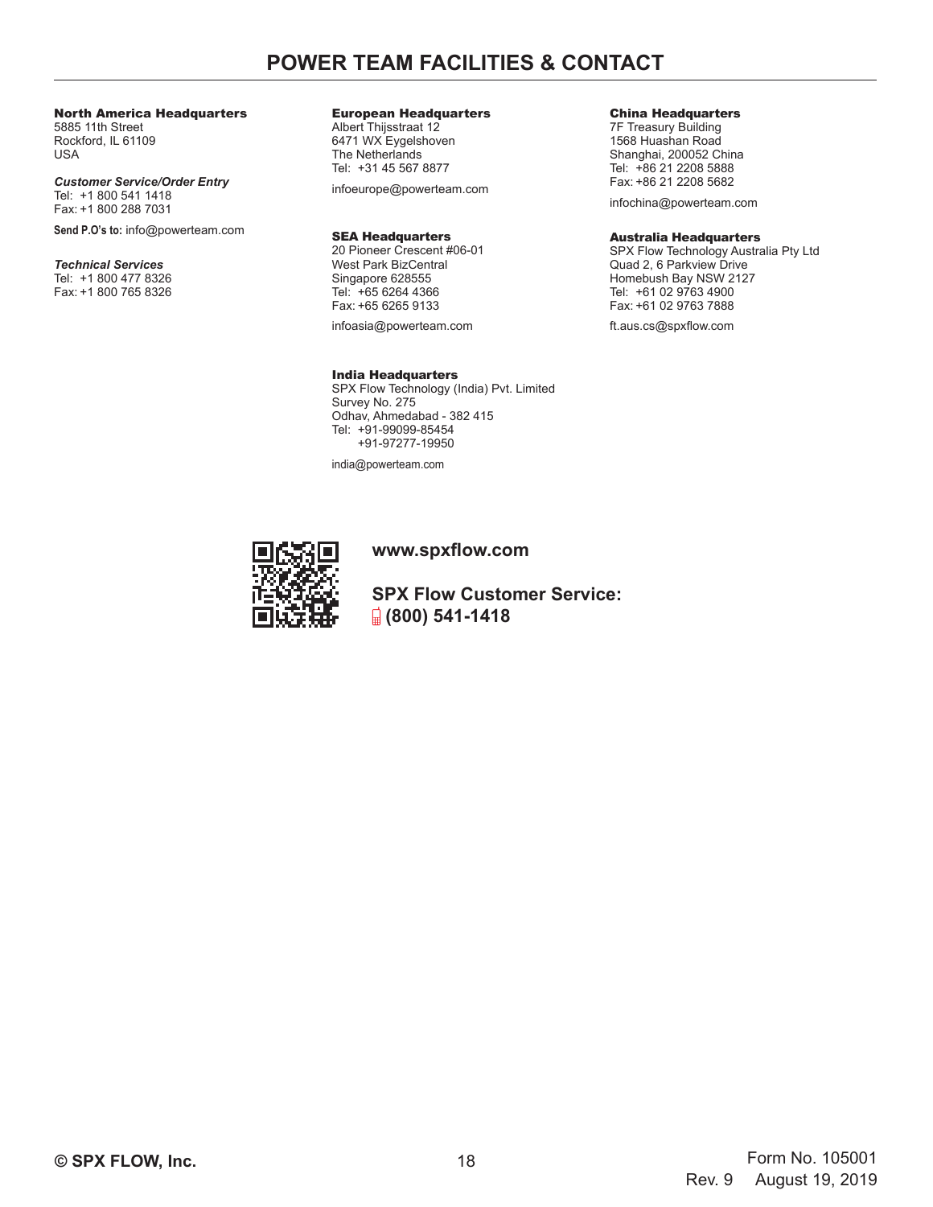# POWER TEAM FACILITIES & CONTACT

**North America Headquarters**
5885 11th Street
Rockford, IL 61109
USA

***Customer Service/Order Entry***
Tel: +1 800 541 1418
Fax: +1 800 288 7031

**Send P.O's to:** info@powerteam.com

***Technical Services***
Tel: +1 800 477 8326
Fax: +1 800 765 8326

**European Headquarters**
Albert Thijsstraat 12
6471 WX Eygelshoven
The Netherlands
Tel: +31 45 567 8877

infoeurope@powerteam.com

**SEA Headquarters**
20 Pioneer Crescent #06-01
West Park BizCentral
Singapore 628555
Tel: +65 6264 4366
Fax: +65 6265 9133

infoasia@powerteam.com

**India Headquarters**
SPX Flow Technology (India) Pvt. Limited
Survey No. 275
Odhav, Ahmedabad - 382 415
Tel: +91-99099-85454
+91-97277-19950

india@powerteam.com

**China Headquarters**
7F Treasury Building
1568 Huashan Road
Shanghai, 200052 China
Tel: +86 21 2208 5888
Fax: +86 21 2208 5682

infochina@powerteam.com

**Australia Headquarters**
SPX Flow Technology Australia Pty Ltd
Quad 2, 6 Parkview Drive
Homebush Bay NSW 2127
Tel: +61 02 9763 4900
Fax: +61 02 9763 7888

ft.aus.cs@spxflow.com

**www.spxflow.com**

**SPX Flow Customer Service:**
**(800) 541-1418**

**© SPX FLOW, Inc.**

Form No. 105001
Rev. 9 August 19, 2019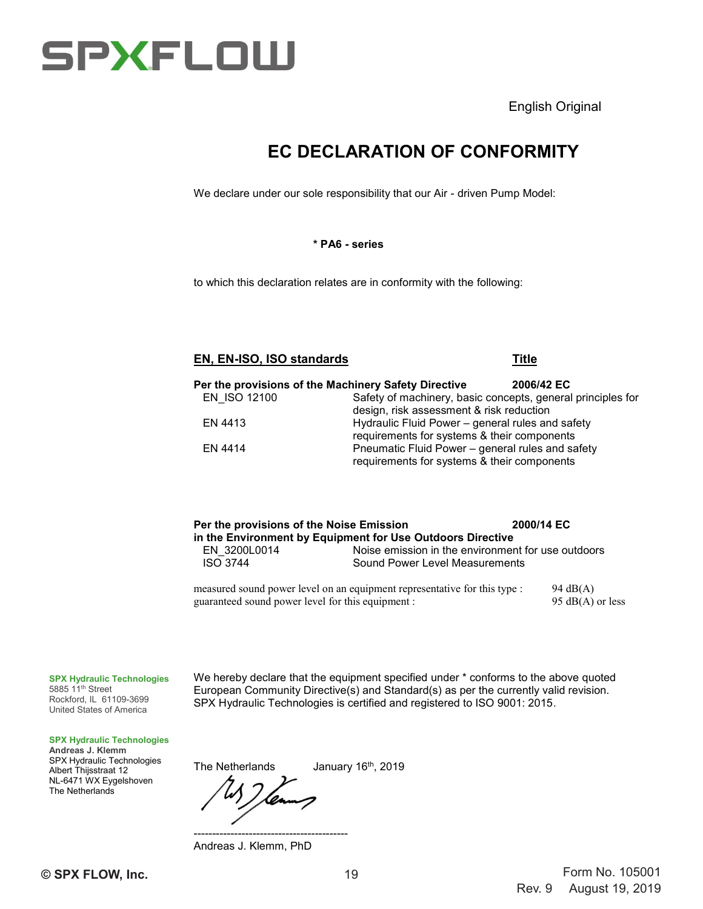SPXFLOW

English Original

# EC DECLARATION OF CONFORMITY

We declare under our sole responsibility that our Air - driven Pump Model:

**\* PA6 - series**

to which this declaration relates are in conformity with the following:

| **EN, EN-ISO, ISO standards** | **Title** |
| --- | --- |
| **Per the provisions of the Machinery Safety Directive** | **2006/42 EC** |
| EN_ISO 12100 | Safety of machinery, basic concepts, general principles for design, risk assessment & risk reduction |
| EN 4413 | Hydraulic Fluid Power – general rules and safety requirements for systems & their components |
| EN 4414 | Pneumatic Fluid Power – general rules and safety requirements for systems & their components |

| | |
| --- | --- |
| **Per the provisions of the Noise Emission in the Environment by Equipment for Use Outdoors Directive** | **2000/14 EC** |
| EN_3200L0014 | Noise emission in the environment for use outdoors |
| ISO 3744 | Sound Power Level Measurements |

| | |
| --- | --- |
| measured sound power level on an equipment representative for this type : | 94 dB(A) |
| guaranteed sound power level for this equipment : | 95 dB(A) or less |

**SPX Hydraulic Technologies**
5885 11th Street
Rockford, IL 61109-3699
United States of America

We hereby declare that the equipment specified under * conforms to the above quoted European Community Directive(s) and Standard(s) as per the currently valid revision. SPX Hydraulic Technologies is certified and registered to ISO 9001: 2015.

**SPX Hydraulic Technologies**
**Andreas J. Klemm**
SPX Hydraulic Technologies
Albert Thijsstraat 12
NL-6471 WX Eygelshoven
The Netherlands

The Netherlands January 16th, 2019

-------------------------------------------
Andreas J. Klemm, PhD

© SPX FLOW, Inc.

Form No. 105001
Rev. 9 August 19, 2019